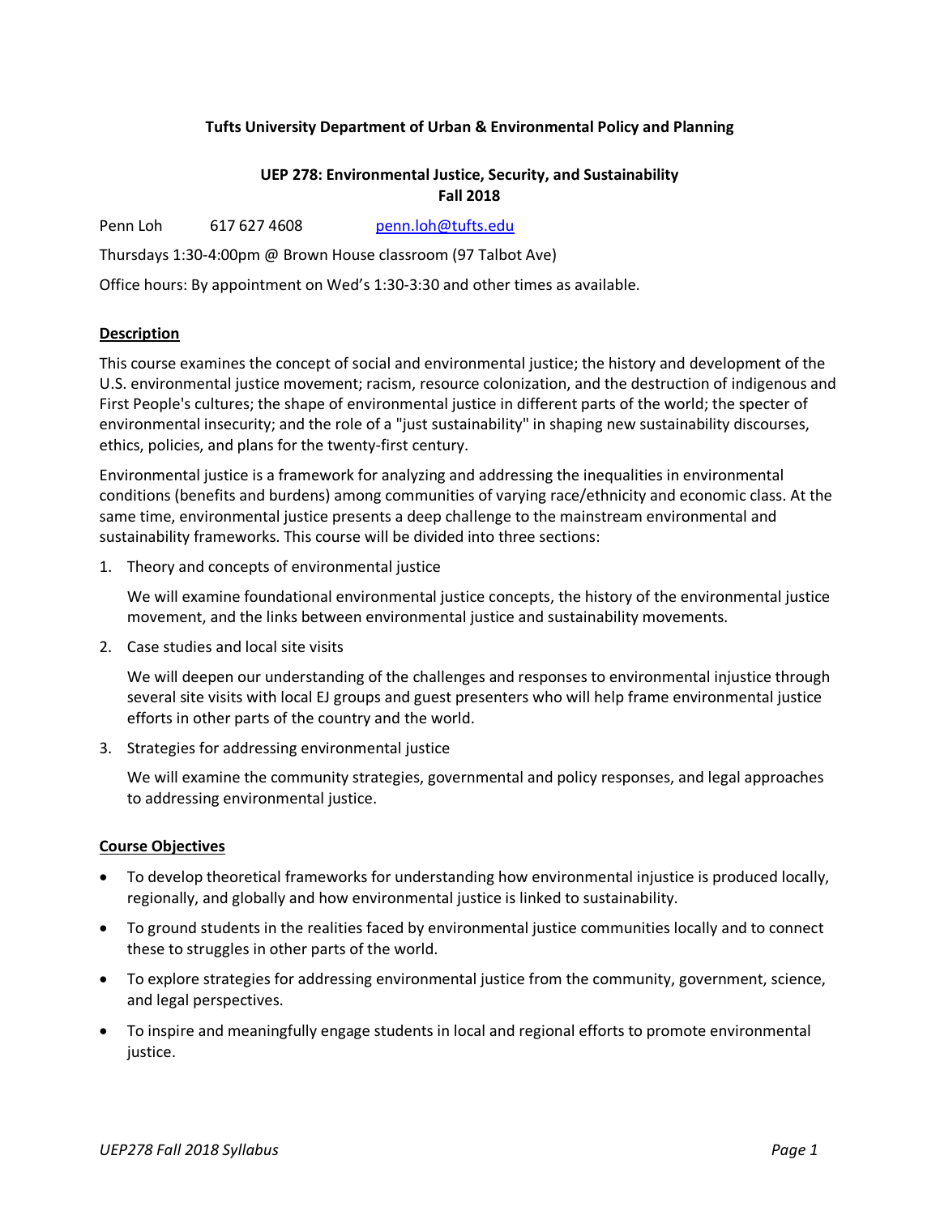**Tufts University Department of Urban & Environmental Policy and Planning**

**UEP 278: Environmental Justice, Security, and Sustainability**
**Fall 2018**

Penn Loh 617 627 4608 [penn.loh@tufts.edu](mailto:penn.loh@tufts.edu)

Thursdays 1:30-4:00pm @ Brown House classroom (97 Talbot Ave)

Office hours: By appointment on Wed's 1:30-3:30 and other times as available.

## Description

This course examines the concept of social and environmental justice; the history and development of the U.S. environmental justice movement; racism, resource colonization, and the destruction of indigenous and First People's cultures; the shape of environmental justice in different parts of the world; the specter of environmental insecurity; and the role of a "just sustainability" in shaping new sustainability discourses, ethics, policies, and plans for the twenty-first century.

Environmental justice is a framework for analyzing and addressing the inequalities in environmental conditions (benefits and burdens) among communities of varying race/ethnicity and economic class. At the same time, environmental justice presents a deep challenge to the mainstream environmental and sustainability frameworks. This course will be divided into three sections:

1. Theory and concepts of environmental justice

   We will examine foundational environmental justice concepts, the history of the environmental justice movement, and the links between environmental justice and sustainability movements.

2. Case studies and local site visits

   We will deepen our understanding of the challenges and responses to environmental injustice through several site visits with local EJ groups and guest presenters who will help frame environmental justice efforts in other parts of the country and the world.

3. Strategies for addressing environmental justice

   We will examine the community strategies, governmental and policy responses, and legal approaches to addressing environmental justice.

## Course Objectives

- To develop theoretical frameworks for understanding how environmental injustice is produced locally, regionally, and globally and how environmental justice is linked to sustainability.
- To ground students in the realities faced by environmental justice communities locally and to connect these to struggles in other parts of the world.
- To explore strategies for addressing environmental justice from the community, government, science, and legal perspectives.
- To inspire and meaningfully engage students in local and regional efforts to promote environmental justice.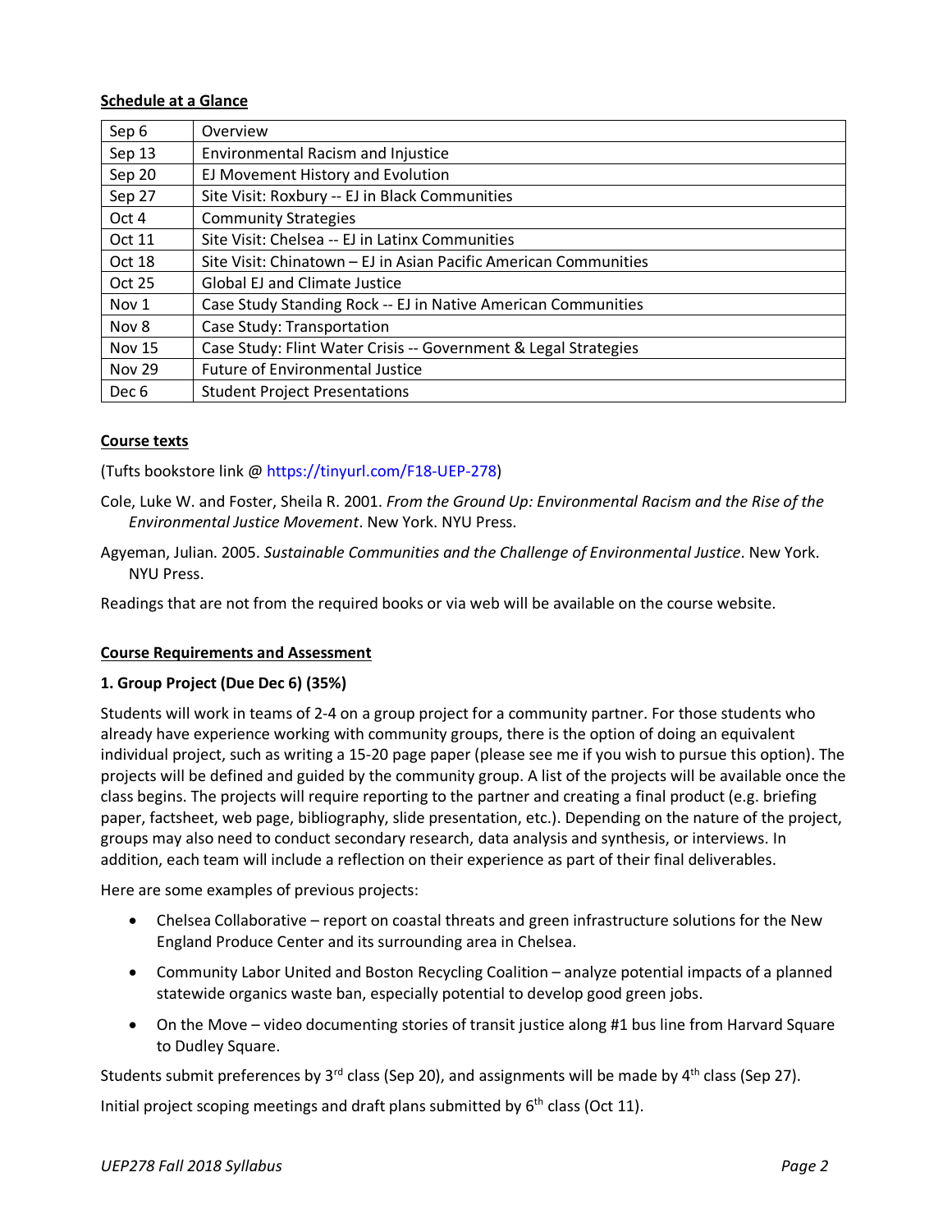**Schedule at a Glance**

| | |
|---|---|
| Sep 6 | Overview |
| Sep 13 | Environmental Racism and Injustice |
| Sep 20 | EJ Movement History and Evolution |
| Sep 27 | Site Visit: Roxbury -- EJ in Black Communities |
| Oct 4 | Community Strategies |
| Oct 11 | Site Visit: Chelsea -- EJ in Latinx Communities |
| Oct 18 | Site Visit: Chinatown – EJ in Asian Pacific American Communities |
| Oct 25 | Global EJ and Climate Justice |
| Nov 1 | Case Study Standing Rock -- EJ in Native American Communities |
| Nov 8 | Case Study: Transportation |
| Nov 15 | Case Study: Flint Water Crisis -- Government & Legal Strategies |
| Nov 29 | Future of Environmental Justice |
| Dec 6 | Student Project Presentations |

**Course texts**

(Tufts bookstore link @ https://tinyurl.com/F18-UEP-278)

Cole, Luke W. and Foster, Sheila R. 2001. *From the Ground Up: Environmental Racism and the Rise of the Environmental Justice Movement*. New York. NYU Press.

Agyeman, Julian. 2005. *Sustainable Communities and the Challenge of Environmental Justice*. New York. NYU Press.

Readings that are not from the required books or via web will be available on the course website.

**Course Requirements and Assessment**

**1. Group Project (Due Dec 6) (35%)**

Students will work in teams of 2-4 on a group project for a community partner. For those students who already have experience working with community groups, there is the option of doing an equivalent individual project, such as writing a 15-20 page paper (please see me if you wish to pursue this option). The projects will be defined and guided by the community group. A list of the projects will be available once the class begins. The projects will require reporting to the partner and creating a final product (e.g. briefing paper, factsheet, web page, bibliography, slide presentation, etc.). Depending on the nature of the project, groups may also need to conduct secondary research, data analysis and synthesis, or interviews. In addition, each team will include a reflection on their experience as part of their final deliverables.

Here are some examples of previous projects:

- Chelsea Collaborative – report on coastal threats and green infrastructure solutions for the New England Produce Center and its surrounding area in Chelsea.
- Community Labor United and Boston Recycling Coalition – analyze potential impacts of a planned statewide organics waste ban, especially potential to develop good green jobs.
- On the Move – video documenting stories of transit justice along #1 bus line from Harvard Square to Dudley Square.

Students submit preferences by 3rd class (Sep 20), and assignments will be made by 4th class (Sep 27).

Initial project scoping meetings and draft plans submitted by 6th class (Oct 11).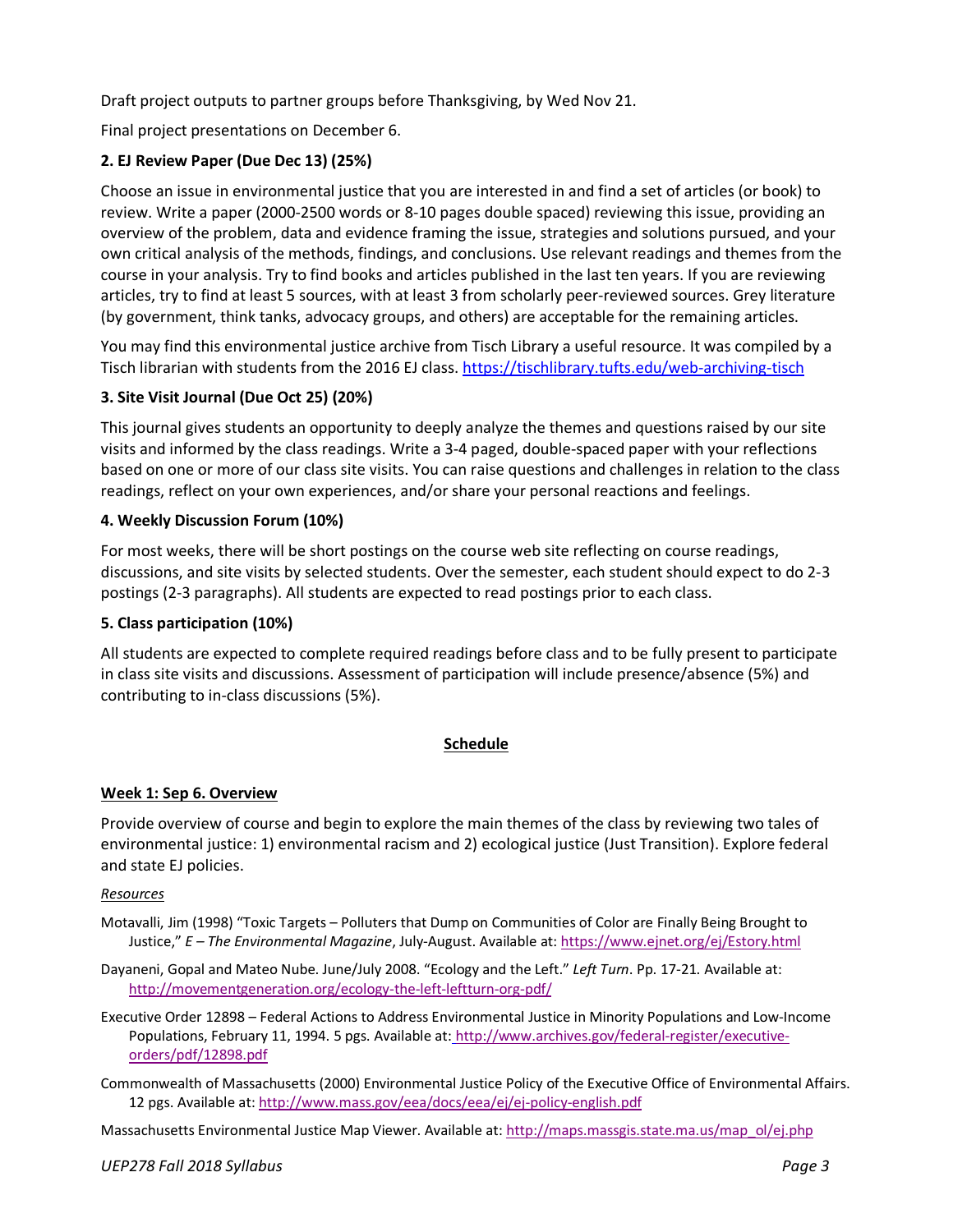Draft project outputs to partner groups before Thanksgiving, by Wed Nov 21.

Final project presentations on December 6.

### 2. EJ Review Paper (Due Dec 13) (25%)

Choose an issue in environmental justice that you are interested in and find a set of articles (or book) to review. Write a paper (2000-2500 words or 8-10 pages double spaced) reviewing this issue, providing an overview of the problem, data and evidence framing the issue, strategies and solutions pursued, and your own critical analysis of the methods, findings, and conclusions. Use relevant readings and themes from the course in your analysis. Try to find books and articles published in the last ten years. If you are reviewing articles, try to find at least 5 sources, with at least 3 from scholarly peer-reviewed sources. Grey literature (by government, think tanks, advocacy groups, and others) are acceptable for the remaining articles.

You may find this environmental justice archive from Tisch Library a useful resource. It was compiled by a Tisch librarian with students from the 2016 EJ class. https://tischlibrary.tufts.edu/web-archiving-tisch

### 3. Site Visit Journal (Due Oct 25) (20%)

This journal gives students an opportunity to deeply analyze the themes and questions raised by our site visits and informed by the class readings. Write a 3-4 paged, double-spaced paper with your reflections based on one or more of our class site visits. You can raise questions and challenges in relation to the class readings, reflect on your own experiences, and/or share your personal reactions and feelings.

### 4. Weekly Discussion Forum (10%)

For most weeks, there will be short postings on the course web site reflecting on course readings, discussions, and site visits by selected students. Over the semester, each student should expect to do 2-3 postings (2-3 paragraphs). All students are expected to read postings prior to each class.

### 5. Class participation (10%)

All students are expected to complete required readings before class and to be fully present to participate in class site visits and discussions. Assessment of participation will include presence/absence (5%) and contributing to in-class discussions (5%).

## Schedule

### Week 1: Sep 6. Overview

Provide overview of course and begin to explore the main themes of the class by reviewing two tales of environmental justice: 1) environmental racism and 2) ecological justice (Just Transition). Explore federal and state EJ policies.

*Resources*

Motavalli, Jim (1998) "Toxic Targets – Polluters that Dump on Communities of Color are Finally Being Brought to Justice," *E – The Environmental Magazine*, July-August. Available at: https://www.ejnet.org/ej/Estory.html

Dayaneni, Gopal and Mateo Nube. June/July 2008. "Ecology and the Left." *Left Turn*. Pp. 17-21. Available at: http://movementgeneration.org/ecology-the-left-leftturn-org-pdf/

Executive Order 12898 – Federal Actions to Address Environmental Justice in Minority Populations and Low-Income Populations, February 11, 1994. 5 pgs. Available at: http://www.archives.gov/federal-register/executive-orders/pdf/12898.pdf

Commonwealth of Massachusetts (2000) Environmental Justice Policy of the Executive Office of Environmental Affairs. 12 pgs. Available at: http://www.mass.gov/eea/docs/eea/ej/ej-policy-english.pdf

Massachusetts Environmental Justice Map Viewer. Available at: http://maps.massgis.state.ma.us/map_ol/ej.php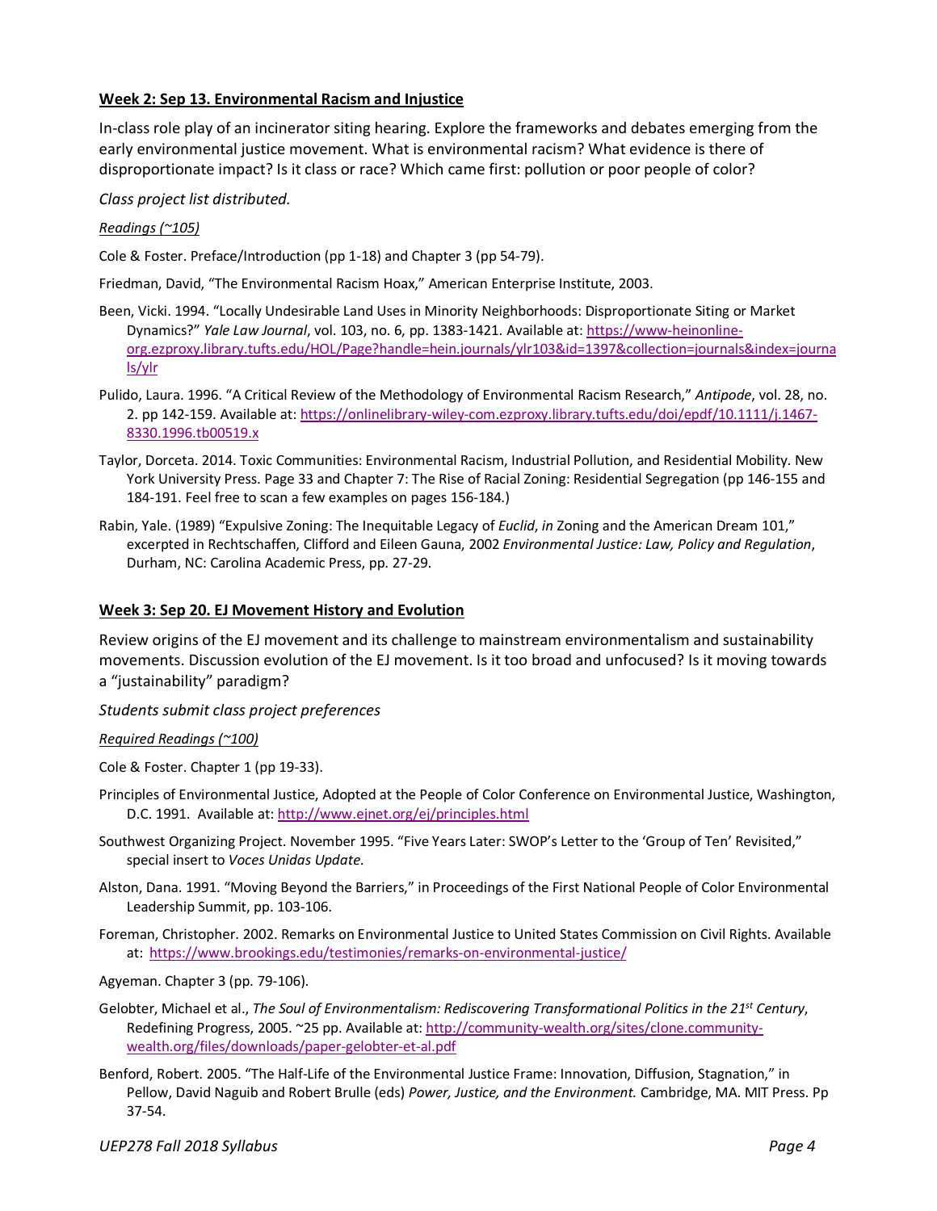**Week 2: Sep 13. Environmental Racism and Injustice**

In-class role play of an incinerator siting hearing. Explore the frameworks and debates emerging from the early environmental justice movement. What is environmental racism? What evidence is there of disproportionate impact? Is it class or race? Which came first: pollution or poor people of color?

*Class project list distributed.*

*Readings (~105)*

Cole & Foster. Preface/Introduction (pp 1-18) and Chapter 3 (pp 54-79).

Friedman, David, "The Environmental Racism Hoax," American Enterprise Institute, 2003.

Been, Vicki. 1994. "Locally Undesirable Land Uses in Minority Neighborhoods: Disproportionate Siting or Market Dynamics?" *Yale Law Journal*, vol. 103, no. 6, pp. 1383-1421. Available at: https://www-heinonline-org.ezproxy.library.tufts.edu/HOL/Page?handle=hein.journals/ylr103&id=1397&collection=journals&index=journals/ylr

Pulido, Laura. 1996. "A Critical Review of the Methodology of Environmental Racism Research," *Antipode*, vol. 28, no. 2. pp 142-159. Available at: https://onlinelibrary-wiley-com.ezproxy.library.tufts.edu/doi/epdf/10.1111/j.1467-8330.1996.tb00519.x

Taylor, Dorceta. 2014. Toxic Communities: Environmental Racism, Industrial Pollution, and Residential Mobility. New York University Press. Page 33 and Chapter 7: The Rise of Racial Zoning: Residential Segregation (pp 146-155 and 184-191. Feel free to scan a few examples on pages 156-184.)

Rabin, Yale. (1989) "Expulsive Zoning: The Inequitable Legacy of *Euclid*, *in* Zoning and the American Dream 101," excerpted in Rechtschaffen, Clifford and Eileen Gauna, 2002 *Environmental Justice: Law, Policy and Regulation*, Durham, NC: Carolina Academic Press, pp. 27-29.

**Week 3: Sep 20. EJ Movement History and Evolution**

Review origins of the EJ movement and its challenge to mainstream environmentalism and sustainability movements. Discussion evolution of the EJ movement. Is it too broad and unfocused? Is it moving towards a "justainability" paradigm?

*Students submit class project preferences*

*Required Readings (~100)*

Cole & Foster. Chapter 1 (pp 19-33).

Principles of Environmental Justice, Adopted at the People of Color Conference on Environmental Justice, Washington, D.C. 1991. Available at: http://www.ejnet.org/ej/principles.html

Southwest Organizing Project. November 1995. "Five Years Later: SWOP's Letter to the 'Group of Ten' Revisited," special insert to *Voces Unidas Update*.

Alston, Dana. 1991. "Moving Beyond the Barriers," in Proceedings of the First National People of Color Environmental Leadership Summit, pp. 103-106.

Foreman, Christopher. 2002. Remarks on Environmental Justice to United States Commission on Civil Rights. Available at: https://www.brookings.edu/testimonies/remarks-on-environmental-justice/

Agyeman. Chapter 3 (pp. 79-106).

Gelobter, Michael et al., *The Soul of Environmentalism: Rediscovering Transformational Politics in the 21st Century*, Redefining Progress, 2005. ~25 pp. Available at: http://community-wealth.org/sites/clone.community-wealth.org/files/downloads/paper-gelobter-et-al.pdf

Benford, Robert. 2005. "The Half-Life of the Environmental Justice Frame: Innovation, Diffusion, Stagnation," in Pellow, David Naguib and Robert Brulle (eds) *Power, Justice, and the Environment.* Cambridge, MA. MIT Press. Pp 37-54.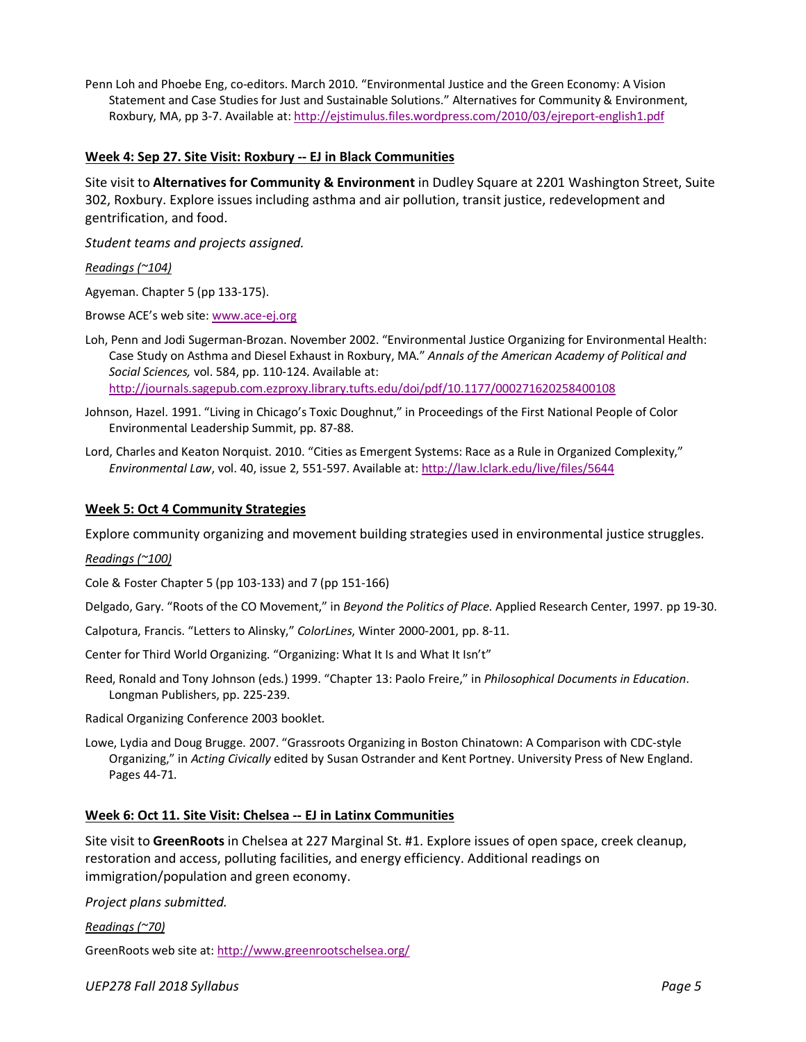Penn Loh and Phoebe Eng, co-editors. March 2010. "Environmental Justice and the Green Economy: A Vision Statement and Case Studies for Just and Sustainable Solutions." Alternatives for Community & Environment, Roxbury, MA, pp 3-7. Available at: http://ejstimulus.files.wordpress.com/2010/03/ejreport-english1.pdf

## Week 4: Sep 27. Site Visit: Roxbury -- EJ in Black Communities

Site visit to **Alternatives for Community & Environment** in Dudley Square at 2201 Washington Street, Suite 302, Roxbury. Explore issues including asthma and air pollution, transit justice, redevelopment and gentrification, and food.

*Student teams and projects assigned.*

*Readings (~104)*

Agyeman. Chapter 5 (pp 133-175).

Browse ACE's web site: www.ace-ej.org

Loh, Penn and Jodi Sugerman-Brozan. November 2002. "Environmental Justice Organizing for Environmental Health: Case Study on Asthma and Diesel Exhaust in Roxbury, MA." *Annals of the American Academy of Political and Social Sciences,* vol. 584, pp. 110-124. Available at: http://journals.sagepub.com.ezproxy.library.tufts.edu/doi/pdf/10.1177/000271620258400108

Johnson, Hazel. 1991. "Living in Chicago's Toxic Doughnut," in Proceedings of the First National People of Color Environmental Leadership Summit, pp. 87-88.

Lord, Charles and Keaton Norquist. 2010. "Cities as Emergent Systems: Race as a Rule in Organized Complexity," *Environmental Law*, vol. 40, issue 2, 551-597. Available at: http://law.lclark.edu/live/files/5644

## Week 5: Oct 4 Community Strategies

Explore community organizing and movement building strategies used in environmental justice struggles.

*Readings (~100)*

Cole & Foster Chapter 5 (pp 103-133) and 7 (pp 151-166)

Delgado, Gary. "Roots of the CO Movement," in *Beyond the Politics of Place.* Applied Research Center, 1997. pp 19-30.

Calpotura, Francis. "Letters to Alinsky," *ColorLines*, Winter 2000-2001, pp. 8-11.

Center for Third World Organizing. "Organizing: What It Is and What It Isn't"

Reed, Ronald and Tony Johnson (eds.) 1999. "Chapter 13: Paolo Freire," in *Philosophical Documents in Education*. Longman Publishers, pp. 225-239.

Radical Organizing Conference 2003 booklet.

Lowe, Lydia and Doug Brugge. 2007. "Grassroots Organizing in Boston Chinatown: A Comparison with CDC-style Organizing," in *Acting Civically* edited by Susan Ostrander and Kent Portney. University Press of New England. Pages 44-71.

## Week 6: Oct 11. Site Visit: Chelsea -- EJ in Latinx Communities

Site visit to **GreenRoots** in Chelsea at 227 Marginal St. #1. Explore issues of open space, creek cleanup, restoration and access, polluting facilities, and energy efficiency. Additional readings on immigration/population and green economy.

*Project plans submitted.*

*Readings (~70)*

GreenRoots web site at: http://www.greenrootschelsea.org/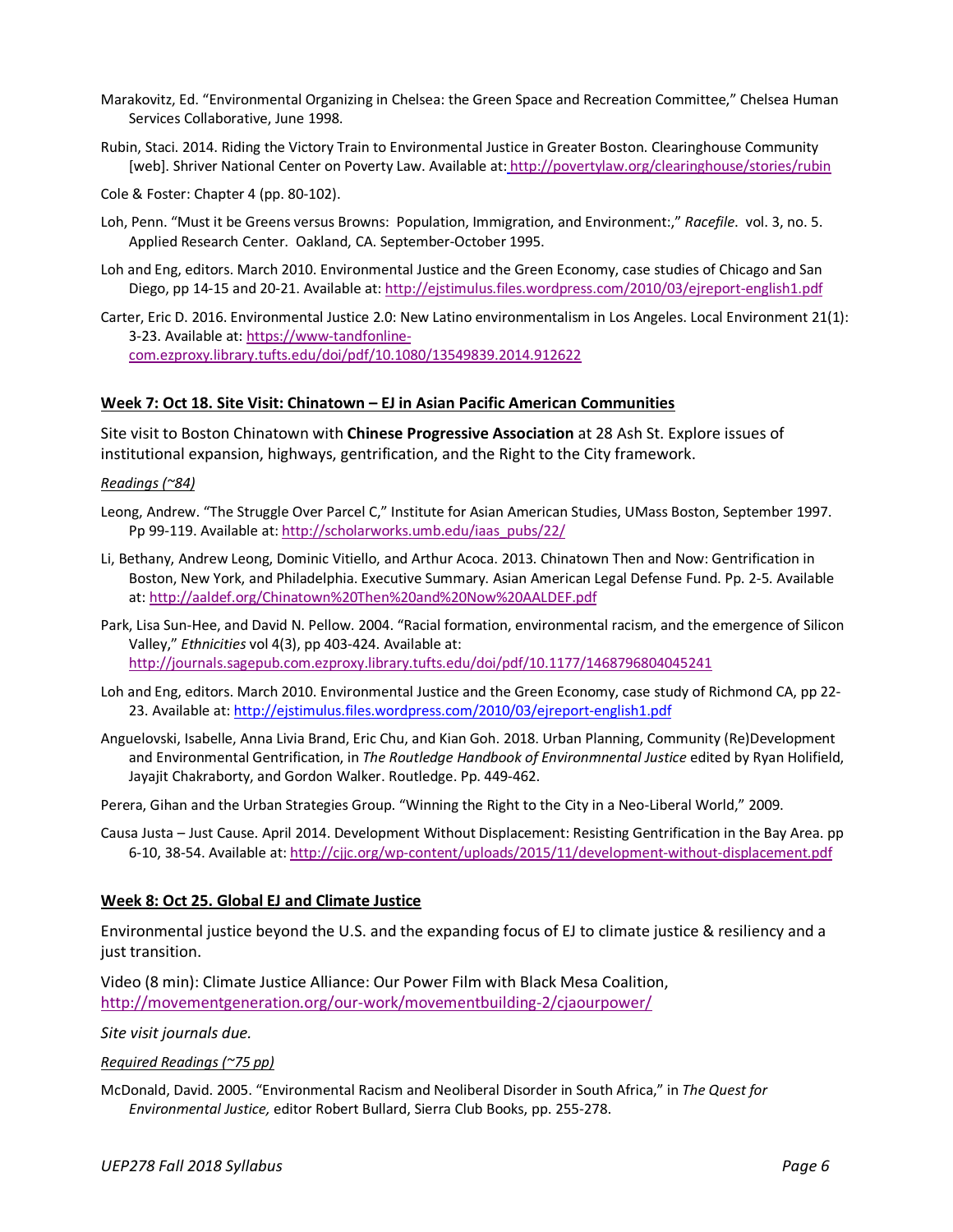Marakovitz, Ed. "Environmental Organizing in Chelsea: the Green Space and Recreation Committee," Chelsea Human Services Collaborative, June 1998.

Rubin, Staci. 2014. Riding the Victory Train to Environmental Justice in Greater Boston. Clearinghouse Community [web]. Shriver National Center on Poverty Law. Available at: http://povertylaw.org/clearinghouse/stories/rubin

Cole & Foster: Chapter 4 (pp. 80-102).

Loh, Penn. "Must it be Greens versus Browns: Population, Immigration, and Environment:," *Racefile*. vol. 3, no. 5. Applied Research Center. Oakland, CA. September-October 1995.

Loh and Eng, editors. March 2010. Environmental Justice and the Green Economy, case studies of Chicago and San Diego, pp 14-15 and 20-21. Available at: http://ejstimulus.files.wordpress.com/2010/03/ejreport-english1.pdf

Carter, Eric D. 2016. Environmental Justice 2.0: New Latino environmentalism in Los Angeles. Local Environment 21(1): 3-23. Available at: https://www-tandfonline-com.ezproxy.library.tufts.edu/doi/pdf/10.1080/13549839.2014.912622

### Week 7: Oct 18. Site Visit: Chinatown – EJ in Asian Pacific American Communities

Site visit to Boston Chinatown with **Chinese Progressive Association** at 28 Ash St. Explore issues of institutional expansion, highways, gentrification, and the Right to the City framework.

*Readings (~84)*

Leong, Andrew. "The Struggle Over Parcel C," Institute for Asian American Studies, UMass Boston, September 1997. Pp 99-119. Available at: http://scholarworks.umb.edu/iaas_pubs/22/

Li, Bethany, Andrew Leong, Dominic Vitiello, and Arthur Acoca. 2013. Chinatown Then and Now: Gentrification in Boston, New York, and Philadelphia. Executive Summary. Asian American Legal Defense Fund. Pp. 2-5. Available at: http://aaldef.org/Chinatown%20Then%20and%20Now%20AALDEF.pdf

Park, Lisa Sun-Hee, and David N. Pellow. 2004. "Racial formation, environmental racism, and the emergence of Silicon Valley," *Ethnicities* vol 4(3), pp 403-424. Available at: http://journals.sagepub.com.ezproxy.library.tufts.edu/doi/pdf/10.1177/1468796804045241

Loh and Eng, editors. March 2010. Environmental Justice and the Green Economy, case study of Richmond CA, pp 22-23. Available at: http://ejstimulus.files.wordpress.com/2010/03/ejreport-english1.pdf

Anguelovski, Isabelle, Anna Livia Brand, Eric Chu, and Kian Goh. 2018. Urban Planning, Community (Re)Development and Environmental Gentrification, in *The Routledge Handbook of Environmnental Justice* edited by Ryan Holifield, Jayajit Chakraborty, and Gordon Walker. Routledge. Pp. 449-462.

Perera, Gihan and the Urban Strategies Group. "Winning the Right to the City in a Neo-Liberal World," 2009.

Causa Justa – Just Cause. April 2014. Development Without Displacement: Resisting Gentrification in the Bay Area. pp 6-10, 38-54. Available at: http://cjjc.org/wp-content/uploads/2015/11/development-without-displacement.pdf

### Week 8: Oct 25. Global EJ and Climate Justice

Environmental justice beyond the U.S. and the expanding focus of EJ to climate justice & resiliency and a just transition.

Video (8 min): Climate Justice Alliance: Our Power Film with Black Mesa Coalition, http://movementgeneration.org/our-work/movementbuilding-2/cjaourpower/

*Site visit journals due.*

*Required Readings (~75 pp)*

McDonald, David. 2005. "Environmental Racism and Neoliberal Disorder in South Africa," in *The Quest for Environmental Justice,* editor Robert Bullard, Sierra Club Books, pp. 255-278.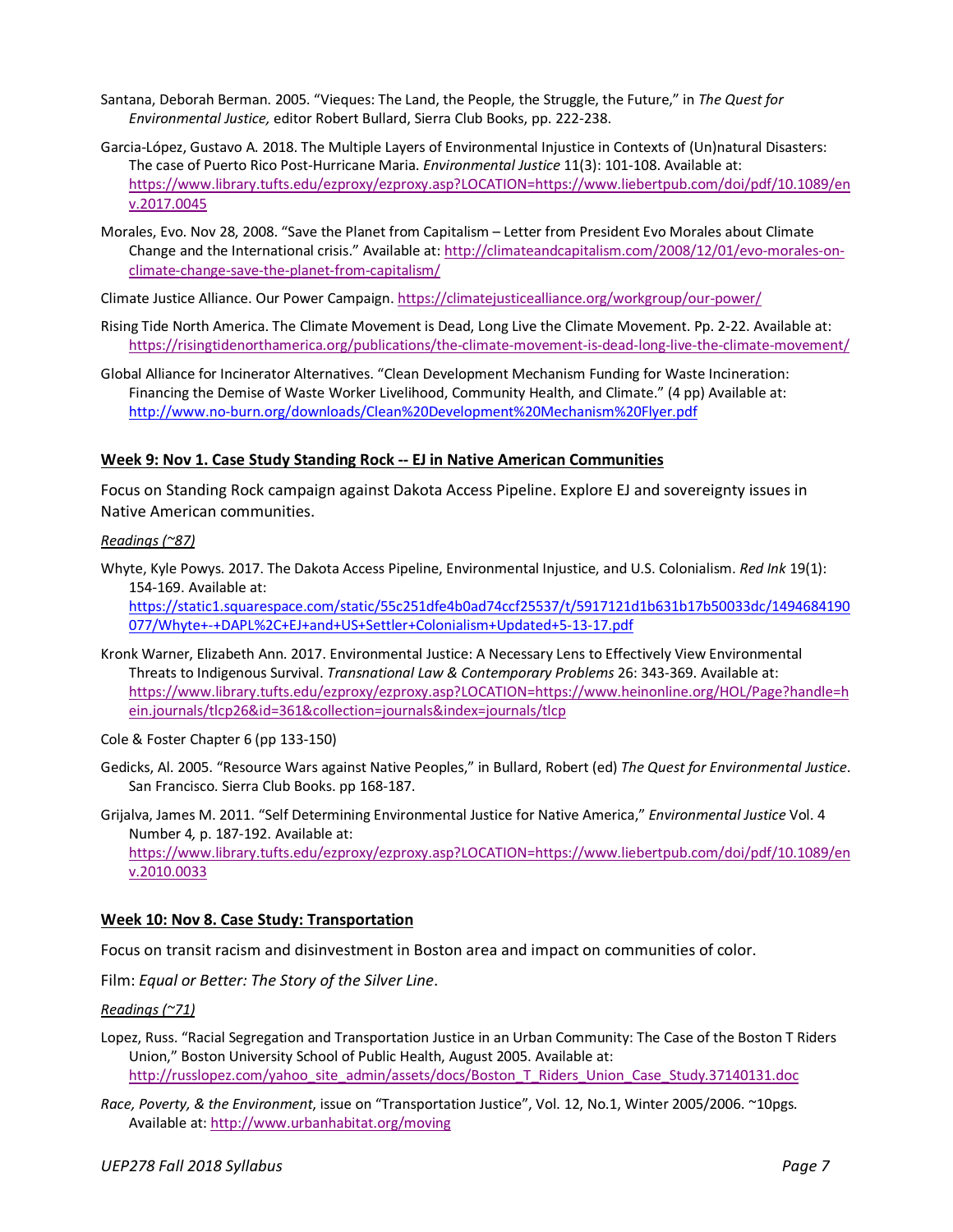Santana, Deborah Berman. 2005. "Vieques: The Land, the People, the Struggle, the Future," in *The Quest for Environmental Justice,* editor Robert Bullard, Sierra Club Books, pp. 222-238.

Garcia-López, Gustavo A. 2018. The Multiple Layers of Environmental Injustice in Contexts of (Un)natural Disasters: The case of Puerto Rico Post-Hurricane Maria. *Environmental Justice* 11(3): 101-108. Available at: https://www.library.tufts.edu/ezproxy/ezproxy.asp?LOCATION=https://www.liebertpub.com/doi/pdf/10.1089/env.2017.0045

Morales, Evo. Nov 28, 2008. "Save the Planet from Capitalism – Letter from President Evo Morales about Climate Change and the International crisis." Available at: http://climateandcapitalism.com/2008/12/01/evo-morales-on-climate-change-save-the-planet-from-capitalism/

Climate Justice Alliance. Our Power Campaign. https://climatejusticealliance.org/workgroup/our-power/

Rising Tide North America. The Climate Movement is Dead, Long Live the Climate Movement. Pp. 2-22. Available at: https://risingtidenorthamerica.org/publications/the-climate-movement-is-dead-long-live-the-climate-movement/

Global Alliance for Incinerator Alternatives. "Clean Development Mechanism Funding for Waste Incineration: Financing the Demise of Waste Worker Livelihood, Community Health, and Climate." (4 pp) Available at: http://www.no-burn.org/downloads/Clean%20Development%20Mechanism%20Flyer.pdf

## Week 9: Nov 1. Case Study Standing Rock -- EJ in Native American Communities

Focus on Standing Rock campaign against Dakota Access Pipeline. Explore EJ and sovereignty issues in Native American communities.

*Readings (~87)*

Whyte, Kyle Powys. 2017. The Dakota Access Pipeline, Environmental Injustice, and U.S. Colonialism. *Red Ink* 19(1): 154-169. Available at: https://static1.squarespace.com/static/55c251dfe4b0ad74ccf25537/t/5917121d1b631b17b50033dc/1494684190077/Whyte+-+DAPL%2C+EJ+and+US+Settler+Colonialism+Updated+5-13-17.pdf

Kronk Warner, Elizabeth Ann. 2017. Environmental Justice: A Necessary Lens to Effectively View Environmental Threats to Indigenous Survival. *Transnational Law & Contemporary Problems* 26: 343-369. Available at: https://www.library.tufts.edu/ezproxy/ezproxy.asp?LOCATION=https://www.heinonline.org/HOL/Page?handle=hein.journals/tlcp26&id=361&collection=journals&index=journals/tlcp

Cole & Foster Chapter 6 (pp 133-150)

Gedicks, Al. 2005. "Resource Wars against Native Peoples," in Bullard, Robert (ed) *The Quest for Environmental Justice*. San Francisco. Sierra Club Books. pp 168-187.

Grijalva, James M. 2011. "Self Determining Environmental Justice for Native America," *Environmental Justice* Vol. 4 Number 4, p. 187-192. Available at: https://www.library.tufts.edu/ezproxy/ezproxy.asp?LOCATION=https://www.liebertpub.com/doi/pdf/10.1089/env.2010.0033

## Week 10: Nov 8. Case Study: Transportation

Focus on transit racism and disinvestment in Boston area and impact on communities of color.

Film: *Equal or Better: The Story of the Silver Line*.

*Readings (~71)*

Lopez, Russ. "Racial Segregation and Transportation Justice in an Urban Community: The Case of the Boston T Riders Union," Boston University School of Public Health, August 2005. Available at: http://russlopez.com/yahoo_site_admin/assets/docs/Boston_T_Riders_Union_Case_Study.37140131.doc

*Race, Poverty, & the Environment*, issue on "Transportation Justice", Vol. 12, No.1, Winter 2005/2006. ~10pgs. Available at: http://www.urbanhabitat.org/moving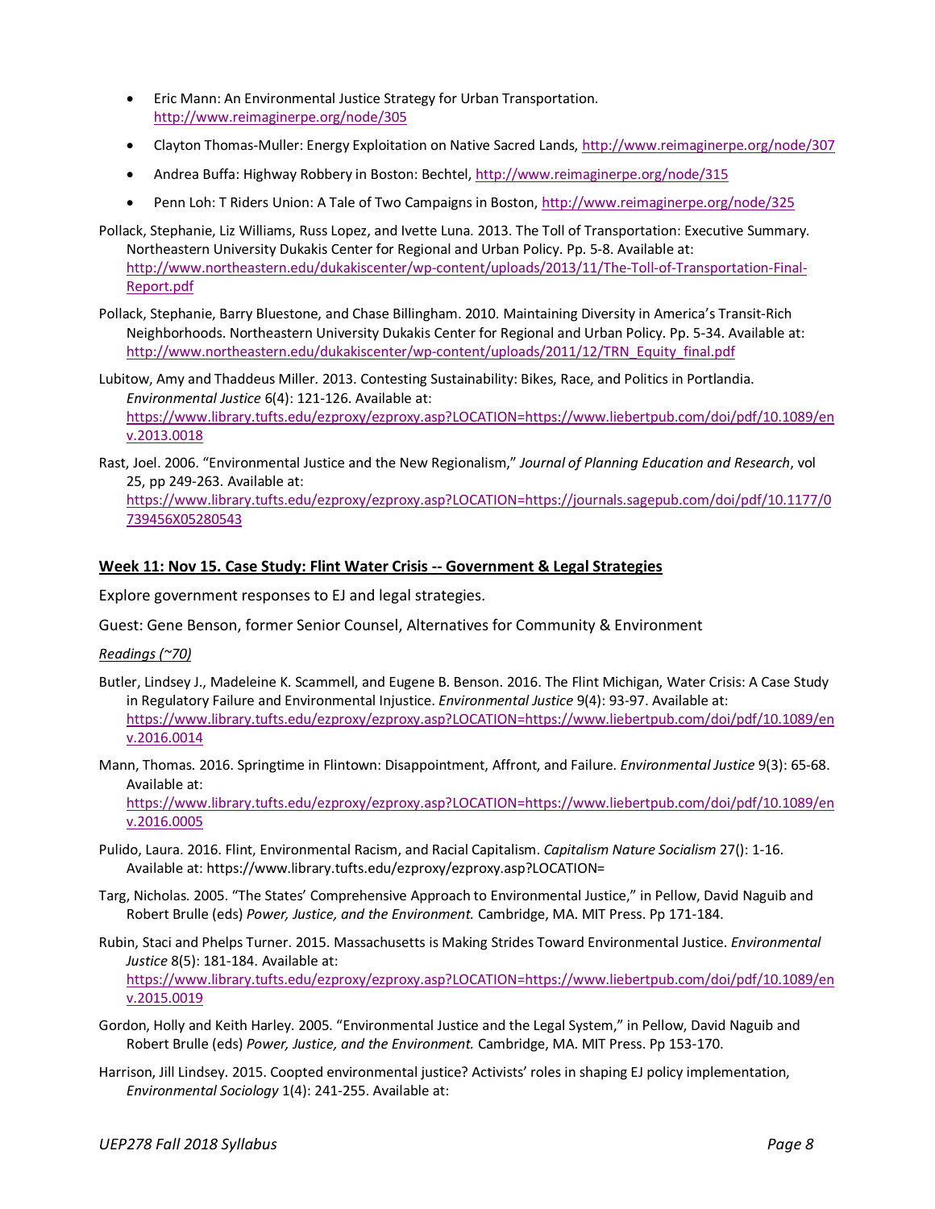- Eric Mann: An Environmental Justice Strategy for Urban Transportation. http://www.reimaginerpe.org/node/305
- Clayton Thomas-Muller: Energy Exploitation on Native Sacred Lands, http://www.reimaginerpe.org/node/307
- Andrea Buffa: Highway Robbery in Boston: Bechtel, http://www.reimaginerpe.org/node/315
- Penn Loh: T Riders Union: A Tale of Two Campaigns in Boston, http://www.reimaginerpe.org/node/325

Pollack, Stephanie, Liz Williams, Russ Lopez, and Ivette Luna. 2013. The Toll of Transportation: Executive Summary. Northeastern University Dukakis Center for Regional and Urban Policy. Pp. 5-8. Available at: http://www.northeastern.edu/dukakiscenter/wp-content/uploads/2013/11/The-Toll-of-Transportation-Final-Report.pdf

Pollack, Stephanie, Barry Bluestone, and Chase Billingham. 2010. Maintaining Diversity in America's Transit-Rich Neighborhoods. Northeastern University Dukakis Center for Regional and Urban Policy. Pp. 5-34. Available at: http://www.northeastern.edu/dukakiscenter/wp-content/uploads/2011/12/TRN_Equity_final.pdf

Lubitow, Amy and Thaddeus Miller. 2013. Contesting Sustainability: Bikes, Race, and Politics in Portlandia. *Environmental Justice* 6(4): 121-126. Available at: https://www.library.tufts.edu/ezproxy/ezproxy.asp?LOCATION=https://www.liebertpub.com/doi/pdf/10.1089/env.2013.0018

Rast, Joel. 2006. "Environmental Justice and the New Regionalism," *Journal of Planning Education and Research*, vol 25, pp 249-263. Available at: https://www.library.tufts.edu/ezproxy/ezproxy.asp?LOCATION=https://journals.sagepub.com/doi/pdf/10.1177/0739456X05280543

## Week 11: Nov 15. Case Study: Flint Water Crisis -- Government & Legal Strategies

Explore government responses to EJ and legal strategies.

Guest: Gene Benson, former Senior Counsel, Alternatives for Community & Environment

*Readings (~70)*

Butler, Lindsey J., Madeleine K. Scammell, and Eugene B. Benson. 2016. The Flint Michigan, Water Crisis: A Case Study in Regulatory Failure and Environmental Injustice. *Environmental Justice* 9(4): 93-97. Available at: https://www.library.tufts.edu/ezproxy/ezproxy.asp?LOCATION=https://www.liebertpub.com/doi/pdf/10.1089/env.2016.0014

Mann, Thomas. 2016. Springtime in Flintown: Disappointment, Affront, and Failure. *Environmental Justice* 9(3): 65-68. Available at: https://www.library.tufts.edu/ezproxy/ezproxy.asp?LOCATION=https://www.liebertpub.com/doi/pdf/10.1089/env.2016.0005

Pulido, Laura. 2016. Flint, Environmental Racism, and Racial Capitalism. *Capitalism Nature Socialism* 27(): 1-16. Available at: https://www.library.tufts.edu/ezproxy/ezproxy.asp?LOCATION=

Targ, Nicholas. 2005. "The States' Comprehensive Approach to Environmental Justice," in Pellow, David Naguib and Robert Brulle (eds) *Power, Justice, and the Environment.* Cambridge, MA. MIT Press. Pp 171-184.

Rubin, Staci and Phelps Turner. 2015. Massachusetts is Making Strides Toward Environmental Justice. *Environmental Justice* 8(5): 181-184. Available at: https://www.library.tufts.edu/ezproxy/ezproxy.asp?LOCATION=https://www.liebertpub.com/doi/pdf/10.1089/env.2015.0019

Gordon, Holly and Keith Harley. 2005. "Environmental Justice and the Legal System," in Pellow, David Naguib and Robert Brulle (eds) *Power, Justice, and the Environment.* Cambridge, MA. MIT Press. Pp 153-170.

Harrison, Jill Lindsey. 2015. Coopted environmental justice? Activists' roles in shaping EJ policy implementation, *Environmental Sociology* 1(4): 241-255. Available at: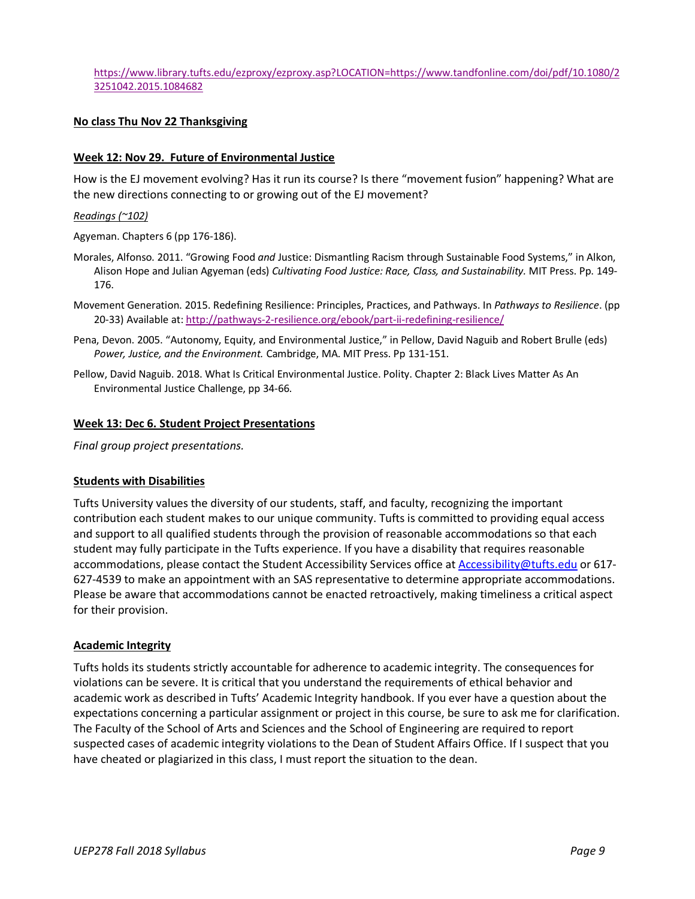https://www.library.tufts.edu/ezproxy/ezproxy.asp?LOCATION=https://www.tandfonline.com/doi/pdf/10.1080/23251042.2015.1084682

**No class Thu Nov 22 Thanksgiving**

**Week 12: Nov 29. Future of Environmental Justice**

How is the EJ movement evolving? Has it run its course? Is there "movement fusion" happening? What are the new directions connecting to or growing out of the EJ movement?

*Readings (~102)*

Agyeman. Chapters 6 (pp 176-186).

Morales, Alfonso. 2011. "Growing Food *and* Justice: Dismantling Racism through Sustainable Food Systems," in Alkon, Alison Hope and Julian Agyeman (eds) *Cultivating Food Justice: Race, Class, and Sustainability.* MIT Press. Pp. 149-176.

Movement Generation. 2015. Redefining Resilience: Principles, Practices, and Pathways. In *Pathways to Resilience*. (pp 20-33) Available at: http://pathways-2-resilience.org/ebook/part-ii-redefining-resilience/

Pena, Devon. 2005. "Autonomy, Equity, and Environmental Justice," in Pellow, David Naguib and Robert Brulle (eds) *Power, Justice, and the Environment.* Cambridge, MA. MIT Press. Pp 131-151.

Pellow, David Naguib. 2018. What Is Critical Environmental Justice. Polity. Chapter 2: Black Lives Matter As An Environmental Justice Challenge, pp 34-66.

**Week 13: Dec 6. Student Project Presentations**

*Final group project presentations.*

**Students with Disabilities**

Tufts University values the diversity of our students, staff, and faculty, recognizing the important contribution each student makes to our unique community. Tufts is committed to providing equal access and support to all qualified students through the provision of reasonable accommodations so that each student may fully participate in the Tufts experience. If you have a disability that requires reasonable accommodations, please contact the Student Accessibility Services office at Accessibility@tufts.edu or 617-627-4539 to make an appointment with an SAS representative to determine appropriate accommodations. Please be aware that accommodations cannot be enacted retroactively, making timeliness a critical aspect for their provision.

**Academic Integrity**

Tufts holds its students strictly accountable for adherence to academic integrity. The consequences for violations can be severe. It is critical that you understand the requirements of ethical behavior and academic work as described in Tufts' Academic Integrity handbook. If you ever have a question about the expectations concerning a particular assignment or project in this course, be sure to ask me for clarification. The Faculty of the School of Arts and Sciences and the School of Engineering are required to report suspected cases of academic integrity violations to the Dean of Student Affairs Office. If I suspect that you have cheated or plagiarized in this class, I must report the situation to the dean.